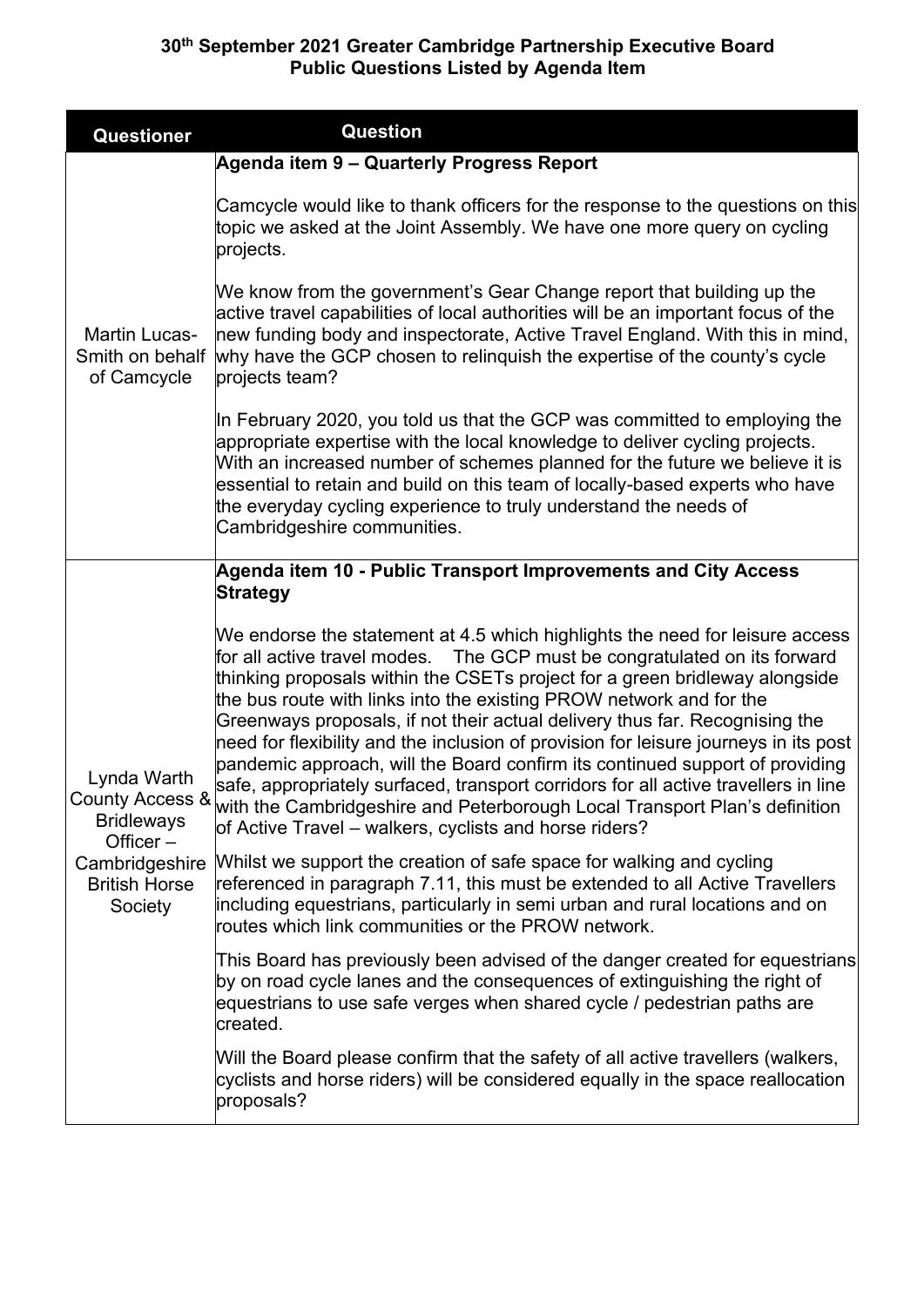# 30th September 2021 Greater Cambridge Partnership Executive Board
## Public Questions Listed by Agenda Item

| Questioner | Question |
| --- | --- |
| Martin Lucas-Smith on behalf of Camcycle | **Agenda item 9 – Quarterly Progress Report**<br><br>Camcycle would like to thank officers for the response to the questions on this topic we asked at the Joint Assembly. We have one more query on cycling projects.<br><br>We know from the government's Gear Change report that building up the active travel capabilities of local authorities will be an important focus of the new funding body and inspectorate, Active Travel England. With this in mind, why have the GCP chosen to relinquish the expertise of the county's cycle projects team?<br><br>In February 2020, you told us that the GCP was committed to employing the appropriate expertise with the local knowledge to deliver cycling projects. With an increased number of schemes planned for the future we believe it is essential to retain and build on this team of locally-based experts who have the everyday cycling experience to truly understand the needs of Cambridgeshire communities. |
| Lynda Warth County Access & Bridleways Officer – Cambridgeshire British Horse Society | **Agenda item 10 - Public Transport Improvements and City Access Strategy**<br><br>We endorse the statement at 4.5 which highlights the need for leisure access for all active travel modes. The GCP must be congratulated on its forward thinking proposals within the CSETs project for a green bridleway alongside the bus route with links into the existing PROW network and for the Greenways proposals, if not their actual delivery thus far. Recognising the need for flexibility and the inclusion of provision for leisure journeys in its post pandemic approach, will the Board confirm its continued support of providing safe, appropriately surfaced, transport corridors for all active travellers in line with the Cambridgeshire and Peterborough Local Transport Plan's definition of Active Travel – walkers, cyclists and horse riders?<br><br>Whilst we support the creation of safe space for walking and cycling referenced in paragraph 7.11, this must be extended to all Active Travellers including equestrians, particularly in semi urban and rural locations and on routes which link communities or the PROW network.<br><br>This Board has previously been advised of the danger created for equestrians by on road cycle lanes and the consequences of extinguishing the right of equestrians to use safe verges when shared cycle / pedestrian paths are created.<br><br>Will the Board please confirm that the safety of all active travellers (walkers, cyclists and horse riders) will be considered equally in the space reallocation proposals? |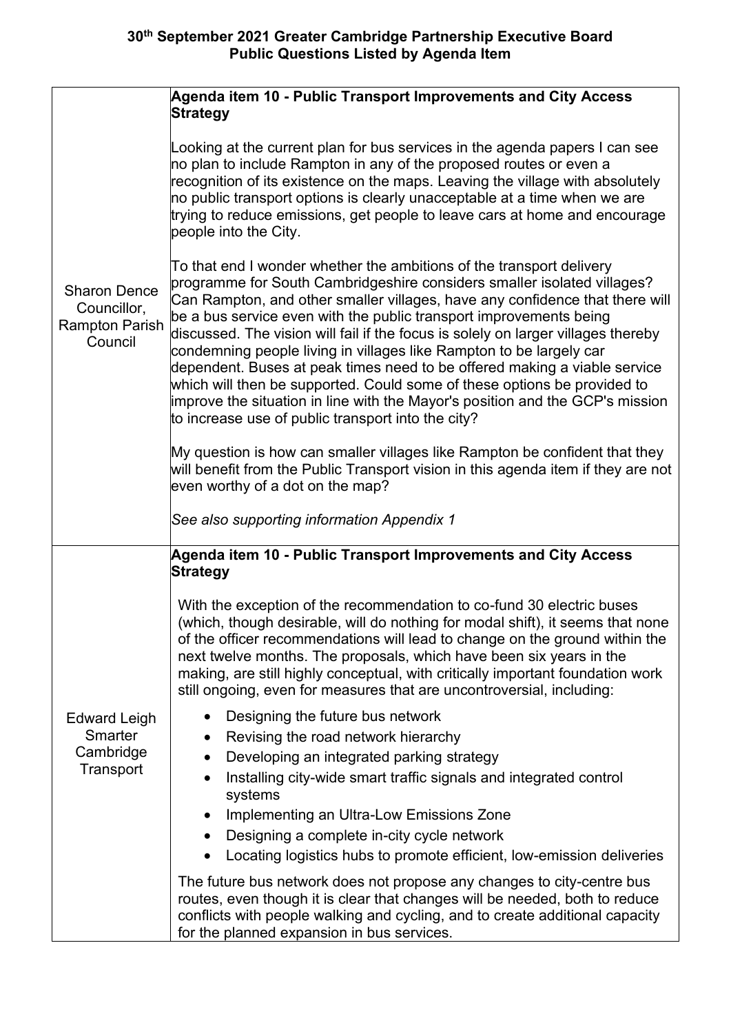**30th September 2021 Greater Cambridge Partnership Executive Board**
**Public Questions Listed by Agenda Item**

| | |
|---|---|
| Sharon Dence Councillor, Rampton Parish Council | **Agenda item 10 - Public Transport Improvements and City Access Strategy**<br><br>Looking at the current plan for bus services in the agenda papers I can see no plan to include Rampton in any of the proposed routes or even a recognition of its existence on the maps. Leaving the village with absolutely no public transport options is clearly unacceptable at a time when we are trying to reduce emissions, get people to leave cars at home and encourage people into the City.<br><br>To that end I wonder whether the ambitions of the transport delivery programme for South Cambridgeshire considers smaller isolated villages? Can Rampton, and other smaller villages, have any confidence that there will be a bus service even with the public transport improvements being discussed. The vision will fail if the focus is solely on larger villages thereby condemning people living in villages like Rampton to be largely car dependent. Buses at peak times need to be offered making a viable service which will then be supported. Could some of these options be provided to improve the situation in line with the Mayor's position and the GCP's mission to increase use of public transport into the city?<br><br>My question is how can smaller villages like Rampton be confident that they will benefit from the Public Transport vision in this agenda item if they are not even worthy of a dot on the map?<br><br>*See also supporting information Appendix 1* |
| Edward Leigh Smarter Cambridge Transport | **Agenda item 10 - Public Transport Improvements and City Access Strategy**<br><br>With the exception of the recommendation to co-fund 30 electric buses (which, though desirable, will do nothing for modal shift), it seems that none of the officer recommendations will lead to change on the ground within the next twelve months. The proposals, which have been six years in the making, are still highly conceptual, with critically important foundation work still ongoing, even for measures that are uncontroversial, including:<br><br>• Designing the future bus network<br>• Revising the road network hierarchy<br>• Developing an integrated parking strategy<br>• Installing city-wide smart traffic signals and integrated control systems<br>• Implementing an Ultra-Low Emissions Zone<br>• Designing a complete in-city cycle network<br>• Locating logistics hubs to promote efficient, low-emission deliveries<br><br>The future bus network does not propose any changes to city-centre bus routes, even though it is clear that changes will be needed, both to reduce conflicts with people walking and cycling, and to create additional capacity for the planned expansion in bus services. |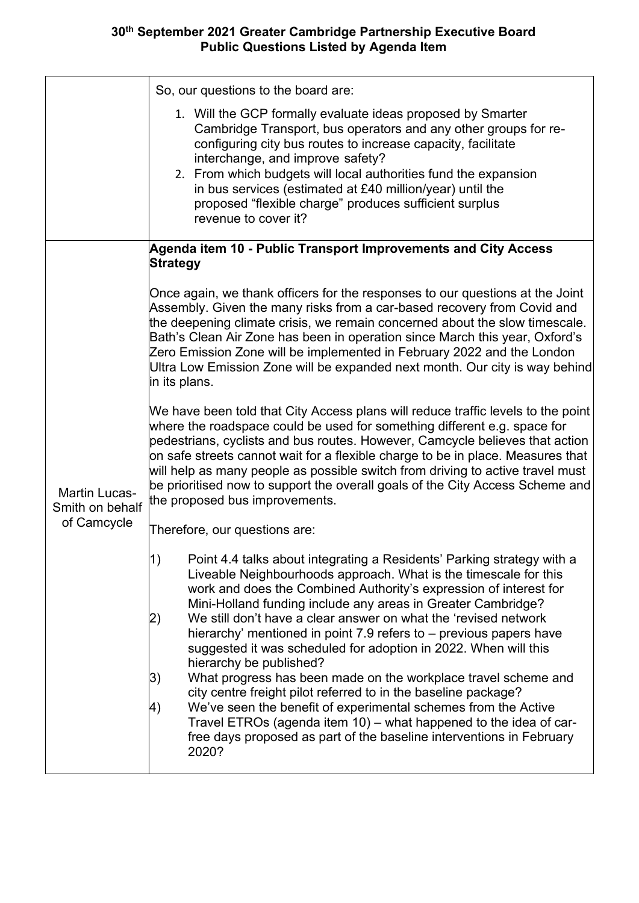| | |
|---|---|
| | So, our questions to the board are:<br><br>1. Will the GCP formally evaluate ideas proposed by Smarter Cambridge Transport, bus operators and any other groups for re-configuring city bus routes to increase capacity, facilitate interchange, and improve safety?<br>2. From which budgets will local authorities fund the expansion in bus services (estimated at £40 million/year) until the proposed "flexible charge" produces sufficient surplus revenue to cover it? |
| Martin Lucas-Smith on behalf of Camcycle | **Agenda item 10 - Public Transport Improvements and City Access Strategy**<br><br>Once again, we thank officers for the responses to our questions at the Joint Assembly. Given the many risks from a car-based recovery from Covid and the deepening climate crisis, we remain concerned about the slow timescale. Bath's Clean Air Zone has been in operation since March this year, Oxford's Zero Emission Zone will be implemented in February 2022 and the London Ultra Low Emission Zone will be expanded next month. Our city is way behind in its plans.<br><br>We have been told that City Access plans will reduce traffic levels to the point where the roadspace could be used for something different e.g. space for pedestrians, cyclists and bus routes. However, Camcycle believes that action on safe streets cannot wait for a flexible charge to be in place. Measures that will help as many people as possible switch from driving to active travel must be prioritised now to support the overall goals of the City Access Scheme and the proposed bus improvements.<br><br>Therefore, our questions are:<br><br>1) Point 4.4 talks about integrating a Residents' Parking strategy with a Liveable Neighbourhoods approach. What is the timescale for this work and does the Combined Authority's expression of interest for Mini-Holland funding include any areas in Greater Cambridge?<br>2) We still don't have a clear answer on what the 'revised network hierarchy' mentioned in point 7.9 refers to – previous papers have suggested it was scheduled for adoption in 2022. When will this hierarchy be published?<br>3) What progress has been made on the workplace travel scheme and city centre freight pilot referred to in the baseline package?<br>4) We've seen the benefit of experimental schemes from the Active Travel ETROs (agenda item 10) – what happened to the idea of car-free days proposed as part of the baseline interventions in February 2020? |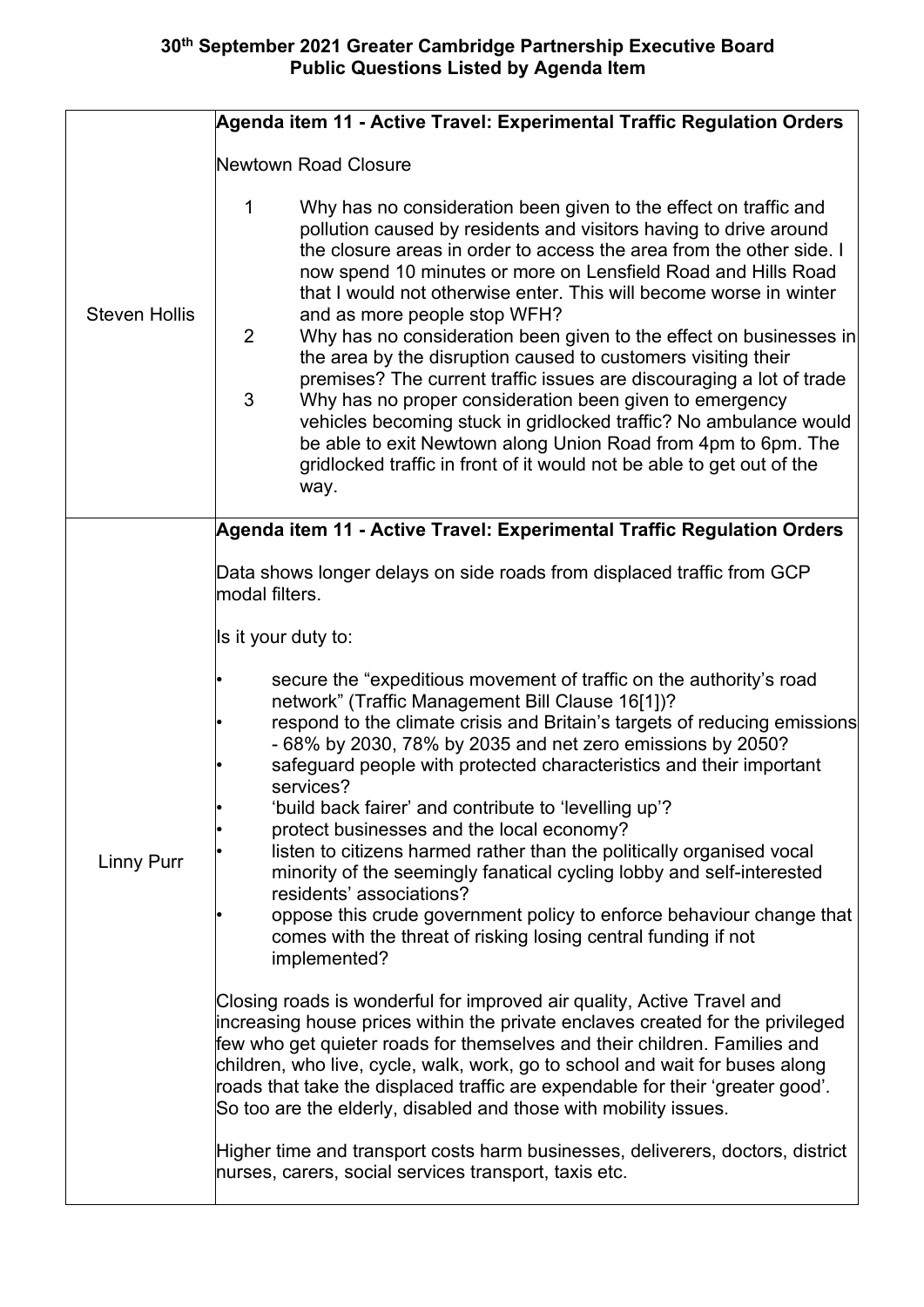**30th September 2021 Greater Cambridge Partnership Executive Board**
**Public Questions Listed by Agenda Item**

| | |
|---|---|
| Steven Hollis | **Agenda item 11 - Active Travel: Experimental Traffic Regulation Orders**<br><br>Newtown Road Closure<br><br>1 Why has no consideration been given to the effect on traffic and pollution caused by residents and visitors having to drive around the closure areas in order to access the area from the other side. I now spend 10 minutes or more on Lensfield Road and Hills Road that I would not otherwise enter. This will become worse in winter and as more people stop WFH?<br>2 Why has no consideration been given to the effect on businesses in the area by the disruption caused to customers visiting their premises? The current traffic issues are discouraging a lot of trade<br>3 Why has no proper consideration been given to emergency vehicles becoming stuck in gridlocked traffic? No ambulance would be able to exit Newtown along Union Road from 4pm to 6pm. The gridlocked traffic in front of it would not be able to get out of the way. |
| Linny Purr | **Agenda item 11 - Active Travel: Experimental Traffic Regulation Orders**<br><br>Data shows longer delays on side roads from displaced traffic from GCP modal filters.<br><br>Is it your duty to:<br><br>• secure the "expeditious movement of traffic on the authority's road network" (Traffic Management Bill Clause 16[1])?<br>• respond to the climate crisis and Britain's targets of reducing emissions - 68% by 2030, 78% by 2035 and net zero emissions by 2050?<br>• safeguard people with protected characteristics and their important services?<br>• 'build back fairer' and contribute to 'levelling up'?<br>• protect businesses and the local economy?<br>• listen to citizens harmed rather than the politically organised vocal minority of the seemingly fanatical cycling lobby and self-interested residents' associations?<br>• oppose this crude government policy to enforce behaviour change that comes with the threat of risking losing central funding if not implemented?<br><br>Closing roads is wonderful for improved air quality, Active Travel and increasing house prices within the private enclaves created for the privileged few who get quieter roads for themselves and their children. Families and children, who live, cycle, walk, work, go to school and wait for buses along roads that take the displaced traffic are expendable for their 'greater good'. So too are the elderly, disabled and those with mobility issues.<br><br>Higher time and transport costs harm businesses, deliverers, doctors, district nurses, carers, social services transport, taxis etc. |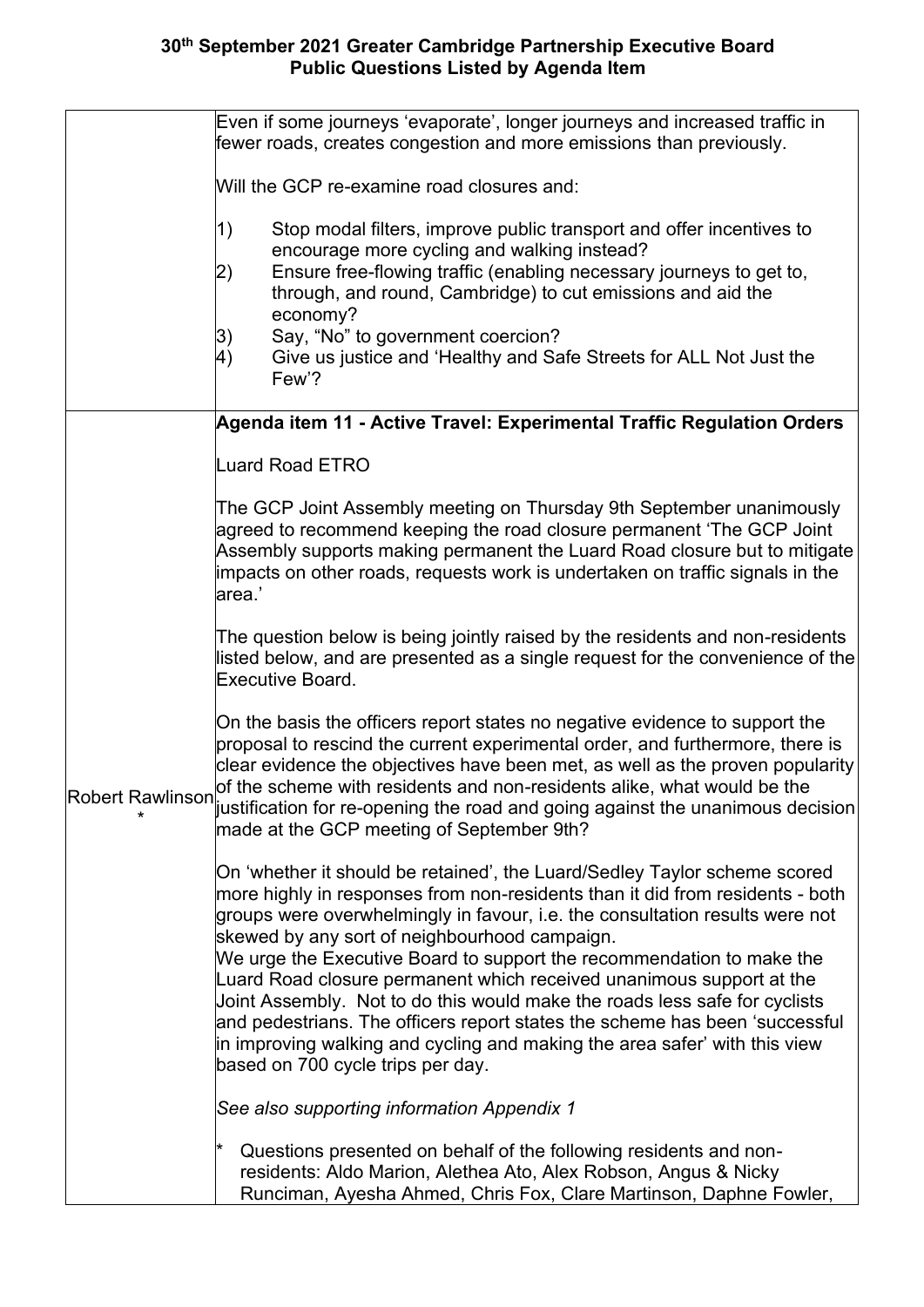| | |
|---|---|
| | Even if some journeys 'evaporate', longer journeys and increased traffic in fewer roads, creates congestion and more emissions than previously.<br><br>Will the GCP re-examine road closures and:<br><br>1) Stop modal filters, improve public transport and offer incentives to encourage more cycling and walking instead?<br>2) Ensure free-flowing traffic (enabling necessary journeys to get to, through, and round, Cambridge) to cut emissions and aid the economy?<br>3) Say, "No" to government coercion?<br>4) Give us justice and 'Healthy and Safe Streets for ALL Not Just the Few'? |
| Robert Rawlinson * | **Agenda item 11 - Active Travel: Experimental Traffic Regulation Orders**<br><br>Luard Road ETRO<br><br>The GCP Joint Assembly meeting on Thursday 9th September unanimously agreed to recommend keeping the road closure permanent 'The GCP Joint Assembly supports making permanent the Luard Road closure but to mitigate impacts on other roads, requests work is undertaken on traffic signals in the area.'<br><br>The question below is being jointly raised by the residents and non-residents listed below, and are presented as a single request for the convenience of the Executive Board.<br><br>On the basis the officers report states no negative evidence to support the proposal to rescind the current experimental order, and furthermore, there is clear evidence the objectives have been met, as well as the proven popularity of the scheme with residents and non-residents alike, what would be the justification for re-opening the road and going against the unanimous decision made at the GCP meeting of September 9th?<br><br>On 'whether it should be retained', the Luard/Sedley Taylor scheme scored more highly in responses from non-residents than it did from residents - both groups were overwhelmingly in favour, i.e. the consultation results were not skewed by any sort of neighbourhood campaign.<br>We urge the Executive Board to support the recommendation to make the Luard Road closure permanent which received unanimous support at the Joint Assembly. Not to do this would make the roads less safe for cyclists and pedestrians. The officers report states the scheme has been 'successful in improving walking and cycling and making the area safer' with this view based on 700 cycle trips per day.<br><br>*See also supporting information Appendix 1*<br><br>* Questions presented on behalf of the following residents and non-residents: Aldo Marion, Alethea Ato, Alex Robson, Angus & Nicky Runciman, Ayesha Ahmed, Chris Fox, Clare Martinson, Daphne Fowler, |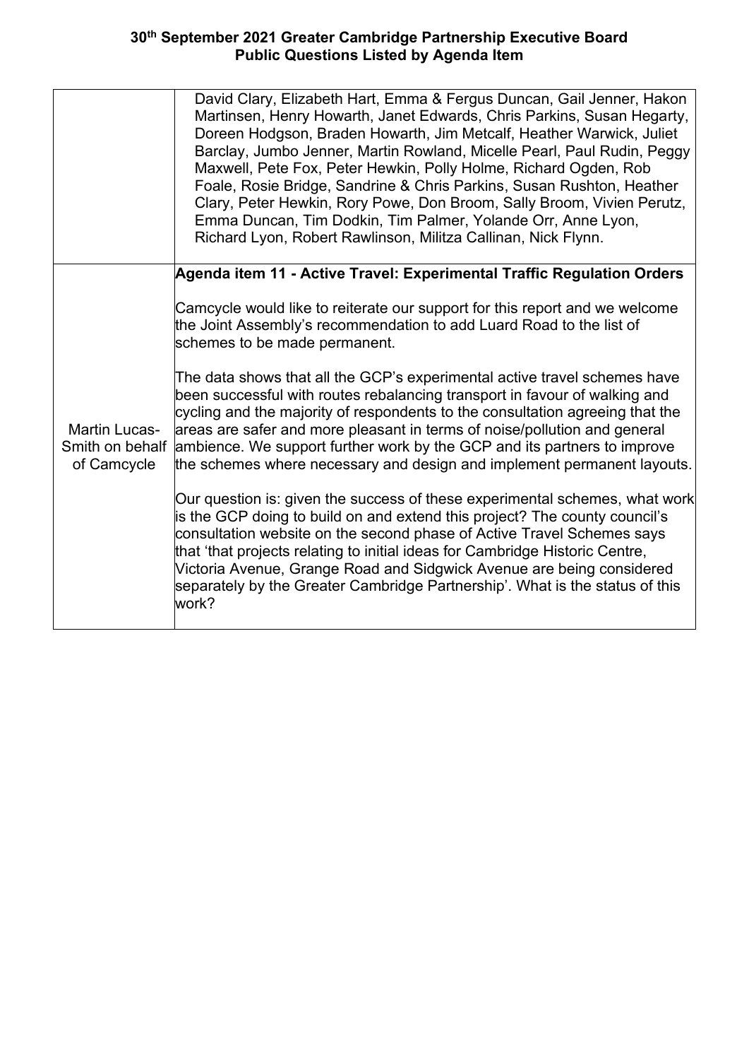| | |
|---|---|
| | David Clary, Elizabeth Hart, Emma & Fergus Duncan, Gail Jenner, Hakon Martinsen, Henry Howarth, Janet Edwards, Chris Parkins, Susan Hegarty, Doreen Hodgson, Braden Howarth, Jim Metcalf, Heather Warwick, Juliet Barclay, Jumbo Jenner, Martin Rowland, Micelle Pearl, Paul Rudin, Peggy Maxwell, Pete Fox, Peter Hewkin, Polly Holme, Richard Ogden, Rob Foale, Rosie Bridge, Sandrine & Chris Parkins, Susan Rushton, Heather Clary, Peter Hewkin, Rory Powe, Don Broom, Sally Broom, Vivien Perutz, Emma Duncan, Tim Dodkin, Tim Palmer, Yolande Orr, Anne Lyon, Richard Lyon, Robert Rawlinson, Militza Callinan, Nick Flynn. |
| Martin Lucas-Smith on behalf of Camcycle | **Agenda item 11 - Active Travel: Experimental Traffic Regulation Orders**<br><br>Camcycle would like to reiterate our support for this report and we welcome the Joint Assembly's recommendation to add Luard Road to the list of schemes to be made permanent.<br><br>The data shows that all the GCP's experimental active travel schemes have been successful with routes rebalancing transport in favour of walking and cycling and the majority of respondents to the consultation agreeing that the areas are safer and more pleasant in terms of noise/pollution and general ambience. We support further work by the GCP and its partners to improve the schemes where necessary and design and implement permanent layouts.<br><br>Our question is: given the success of these experimental schemes, what work is the GCP doing to build on and extend this project? The county council's consultation website on the second phase of Active Travel Schemes says that 'that projects relating to initial ideas for Cambridge Historic Centre, Victoria Avenue, Grange Road and Sidgwick Avenue are being considered separately by the Greater Cambridge Partnership'. What is the status of this work? |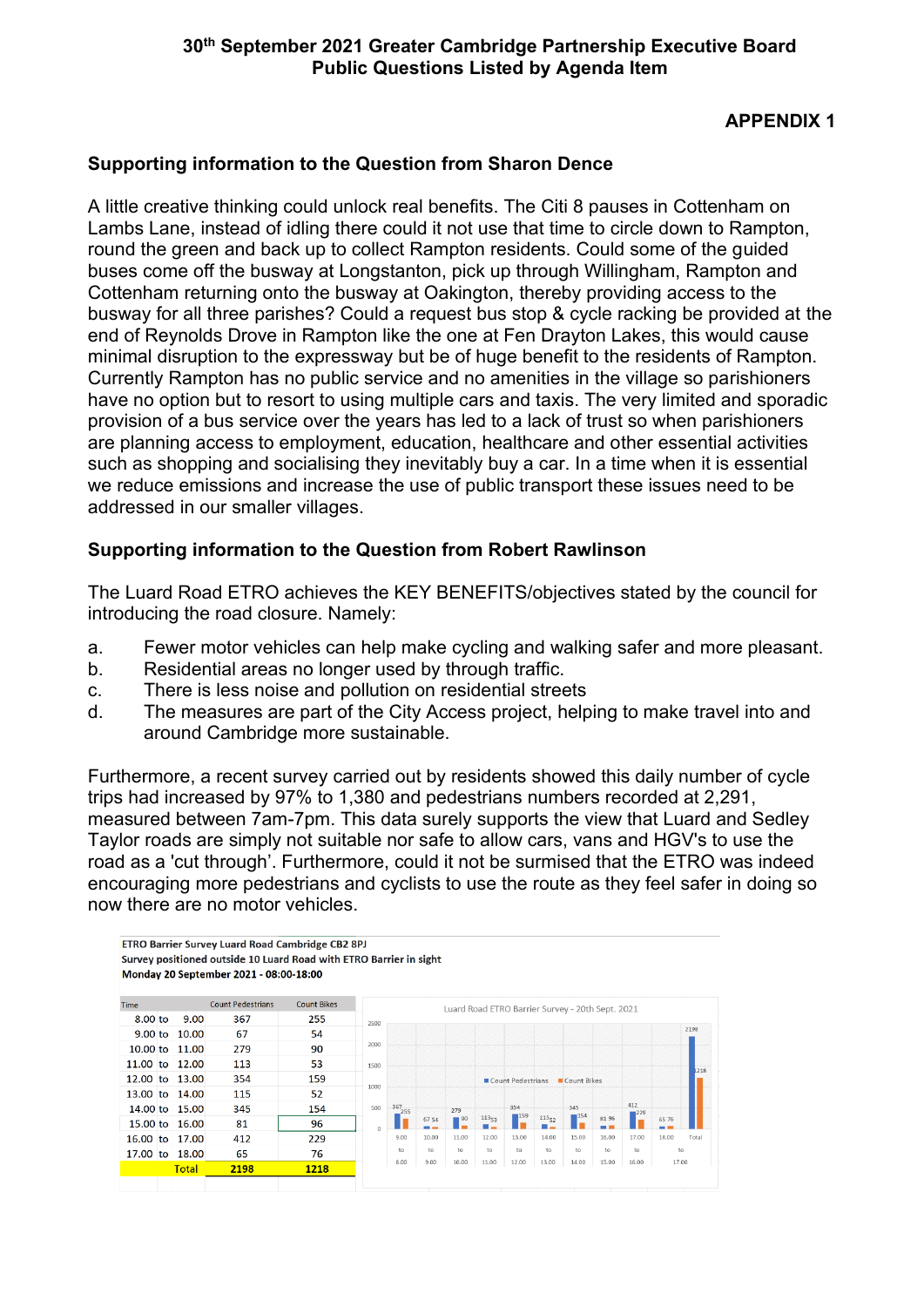# 30th September 2021 Greater Cambridge Partnership Executive Board
# Public Questions Listed by Agenda Item

**APPENDIX 1**

## Supporting information to the Question from Sharon Dence

A little creative thinking could unlock real benefits. The Citi 8 pauses in Cottenham on Lambs Lane, instead of idling there could it not use that time to circle down to Rampton, round the green and back up to collect Rampton residents. Could some of the guided buses come off the busway at Longstanton, pick up through Willingham, Rampton and Cottenham returning onto the busway at Oakington, thereby providing access to the busway for all three parishes? Could a request bus stop & cycle racking be provided at the end of Reynolds Drove in Rampton like the one at Fen Drayton Lakes, this would cause minimal disruption to the expressway but be of huge benefit to the residents of Rampton. Currently Rampton has no public service and no amenities in the village so parishioners have no option but to resort to using multiple cars and taxis. The very limited and sporadic provision of a bus service over the years has led to a lack of trust so when parishioners are planning access to employment, education, healthcare and other essential activities such as shopping and socialising they inevitably buy a car. In a time when it is essential we reduce emissions and increase the use of public transport these issues need to be addressed in our smaller villages.

## Supporting information to the Question from Robert Rawlinson

The Luard Road ETRO achieves the KEY BENEFITS/objectives stated by the council for introducing the road closure. Namely:

a. Fewer motor vehicles can help make cycling and walking safer and more pleasant.
b. Residential areas no longer used by through traffic.
c. There is less noise and pollution on residential streets
d. The measures are part of the City Access project, helping to make travel into and around Cambridge more sustainable.

Furthermore, a recent survey carried out by residents showed this daily number of cycle trips had increased by 97% to 1,380 and pedestrians numbers recorded at 2,291, measured between 7am-7pm. This data surely supports the view that Luard and Sedley Taylor roads are simply not suitable nor safe to allow cars, vans and HGV's to use the road as a 'cut through'. Furthermore, could it not be surmised that the ETRO was indeed encouraging more pedestrians and cyclists to use the route as they feel safer in doing so now there are no motor vehicles.

**ETRO Barrier Survey Luard Road Cambridge CB2 8PJ**
**Survey positioned outside 10 Luard Road with ETRO Barrier in sight**
**Monday 20 September 2021 - 08:00-18:00**

| Time | Count Pedestrians | Count Bikes |
|---|---|---|
| 8.00 to 9.00 | 367 | 255 |
| 9.00 to 10.00 | 67 | 54 |
| 10.00 to 11.00 | 279 | 90 |
| 11.00 to 12.00 | 113 | 53 |
| 12.00 to 13.00 | 354 | 159 |
| 13.00 to 14.00 | 115 | 52 |
| 14.00 to 15.00 | 345 | 154 |
| 15.00 to 16.00 | 81 | 96 |
| 16.00 to 17.00 | 412 | 229 |
| 17.00 to 18.00 | 65 | 76 |
| Total | 2198 | 1218 |

Luard Road ETRO Barrier Survey - 20th Sept. 2021

Count Pedestrians
Count Bikes

0
500
1000
1500
2000
2500

367 255
67 54
279 90
113 53
354 159
115 52
345 154
81 96
412 229
65 76
2198
1218

9.00 to 8.00
10.00 to 9.00
11.00 to 10.00
12.00 to 11.00
13.00 to 12.00
14.00 to 13.00
15.00 to 14.00
16.00 to 15.00
17.00 to 16.00
18.00 to 17.00
Total